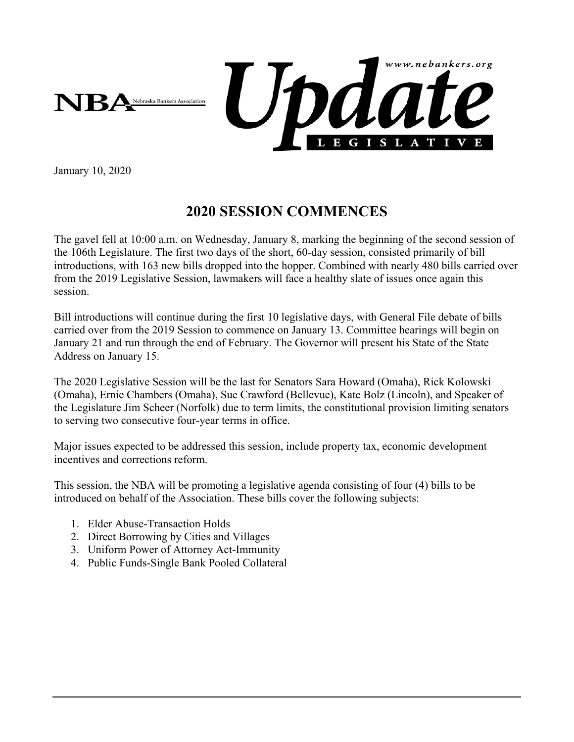NBA Nebraska Bankers Association

# Update

LEGISLATIVE

www.nebankers.org

January 10, 2020

## 2020 SESSION COMMENCES

The gavel fell at 10:00 a.m. on Wednesday, January 8, marking the beginning of the second session of the 106th Legislature. The first two days of the short, 60-day session, consisted primarily of bill introductions, with 163 new bills dropped into the hopper. Combined with nearly 480 bills carried over from the 2019 Legislative Session, lawmakers will face a healthy slate of issues once again this session.

Bill introductions will continue during the first 10 legislative days, with General File debate of bills carried over from the 2019 Session to commence on January 13. Committee hearings will begin on January 21 and run through the end of February. The Governor will present his State of the State Address on January 15.

The 2020 Legislative Session will be the last for Senators Sara Howard (Omaha), Rick Kolowski (Omaha), Ernie Chambers (Omaha), Sue Crawford (Bellevue), Kate Bolz (Lincoln), and Speaker of the Legislature Jim Scheer (Norfolk) due to term limits, the constitutional provision limiting senators to serving two consecutive four-year terms in office.

Major issues expected to be addressed this session, include property tax, economic development incentives and corrections reform.

This session, the NBA will be promoting a legislative agenda consisting of four (4) bills to be introduced on behalf of the Association. These bills cover the following subjects:

1. Elder Abuse-Transaction Holds
2. Direct Borrowing by Cities and Villages
3. Uniform Power of Attorney Act-Immunity
4. Public Funds-Single Bank Pooled Collateral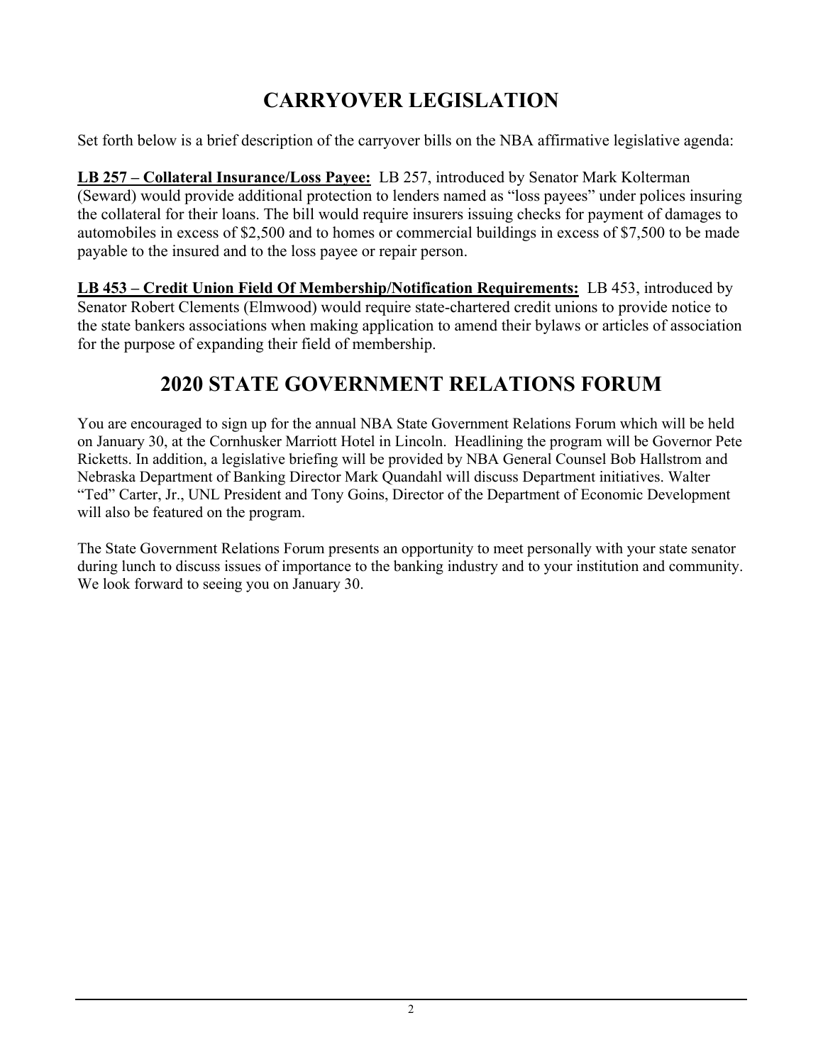## CARRYOVER LEGISLATION

Set forth below is a brief description of the carryover bills on the NBA affirmative legislative agenda:

**LB 257 – Collateral Insurance/Loss Payee:** LB 257, introduced by Senator Mark Kolterman (Seward) would provide additional protection to lenders named as "loss payees" under polices insuring the collateral for their loans. The bill would require insurers issuing checks for payment of damages to automobiles in excess of $2,500 and to homes or commercial buildings in excess of $7,500 to be made payable to the insured and to the loss payee or repair person.

**LB 453 – Credit Union Field Of Membership/Notification Requirements:** LB 453, introduced by Senator Robert Clements (Elmwood) would require state-chartered credit unions to provide notice to the state bankers associations when making application to amend their bylaws or articles of association for the purpose of expanding their field of membership.

## 2020 STATE GOVERNMENT RELATIONS FORUM

You are encouraged to sign up for the annual NBA State Government Relations Forum which will be held on January 30, at the Cornhusker Marriott Hotel in Lincoln. Headlining the program will be Governor Pete Ricketts. In addition, a legislative briefing will be provided by NBA General Counsel Bob Hallstrom and Nebraska Department of Banking Director Mark Quandahl will discuss Department initiatives. Walter "Ted" Carter, Jr., UNL President and Tony Goins, Director of the Department of Economic Development will also be featured on the program.

The State Government Relations Forum presents an opportunity to meet personally with your state senator during lunch to discuss issues of importance to the banking industry and to your institution and community. We look forward to seeing you on January 30.